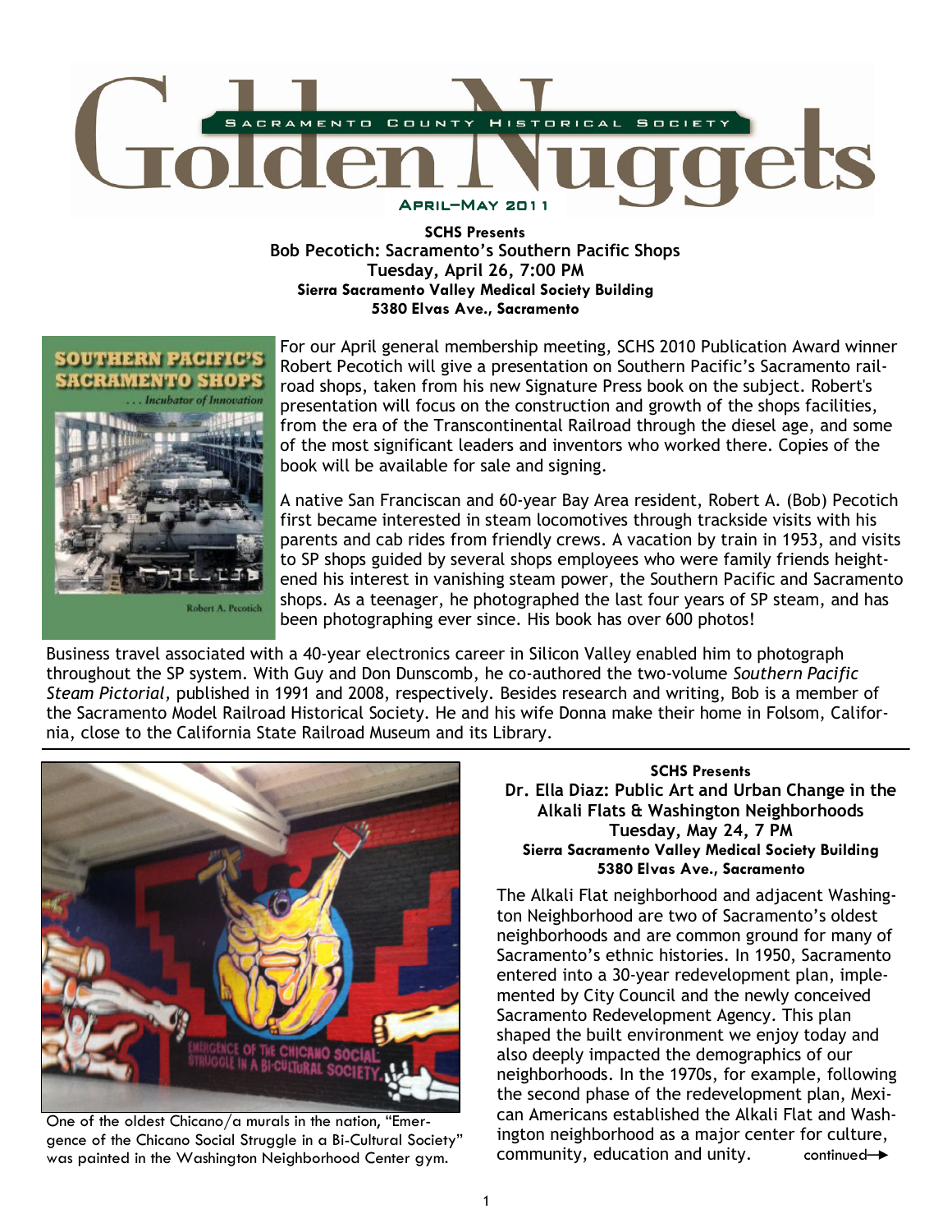# Golden Nuggets

Sacramento County Historical Society

April–May 2011

**SCHS Presents**

## Bob Pecotich: Sacramento's Southern Pacific Shops

**Tuesday, April 26, 7:00 PM**

**Sierra Sacramento Valley Medical Society Building**
**5380 Elvas Ave., Sacramento**

For our April general membership meeting, SCHS 2010 Publication Award winner Robert Pecotich will give a presentation on Southern Pacific's Sacramento railroad shops, taken from his new Signature Press book on the subject. Robert's presentation will focus on the construction and growth of the shops facilities, from the era of the Transcontinental Railroad through the diesel age, and some of the most significant leaders and inventors who worked there. Copies of the book will be available for sale and signing.

A native San Franciscan and 60-year Bay Area resident, Robert A. (Bob) Pecotich first became interested in steam locomotives through trackside visits with his parents and cab rides from friendly crews. A vacation by train in 1953, and visits to SP shops guided by several shops employees who were family friends heightened his interest in vanishing steam power, the Southern Pacific and Sacramento shops. As a teenager, he photographed the last four years of SP steam, and has been photographing ever since. His book has over 600 photos!

Business travel associated with a 40-year electronics career in Silicon Valley enabled him to photograph throughout the SP system. With Guy and Don Dunscomb, he co-authored the two-volume *Southern Pacific Steam Pictorial,* published in 1991 and 2008, respectively. Besides research and writing, Bob is a member of the Sacramento Model Railroad Historical Society. He and his wife Donna make their home in Folsom, California, close to the California State Railroad Museum and its Library.

---

**SCHS Presents**

## Dr. Ella Diaz: Public Art and Urban Change in the Alkali Flats & Washington Neighborhoods

**Tuesday, May 24, 7 PM**

**Sierra Sacramento Valley Medical Society Building**
**5380 Elvas Ave., Sacramento**

One of the oldest Chicano/a murals in the nation, "Emergence of the Chicano Social Struggle in a Bi-Cultural Society" was painted in the Washington Neighborhood Center gym.

The Alkali Flat neighborhood and adjacent Washington Neighborhood are two of Sacramento's oldest neighborhoods and are common ground for many of Sacramento's ethnic histories. In 1950, Sacramento entered into a 30-year redevelopment plan, implemented by City Council and the newly conceived Sacramento Redevelopment Agency. This plan shaped the built environment we enjoy today and also deeply impacted the demographics of our neighborhoods. In the 1970s, for example, following the second phase of the redevelopment plan, Mexican Americans established the Alkali Flat and Washington neighborhood as a major center for culture, community, education and unity. continued→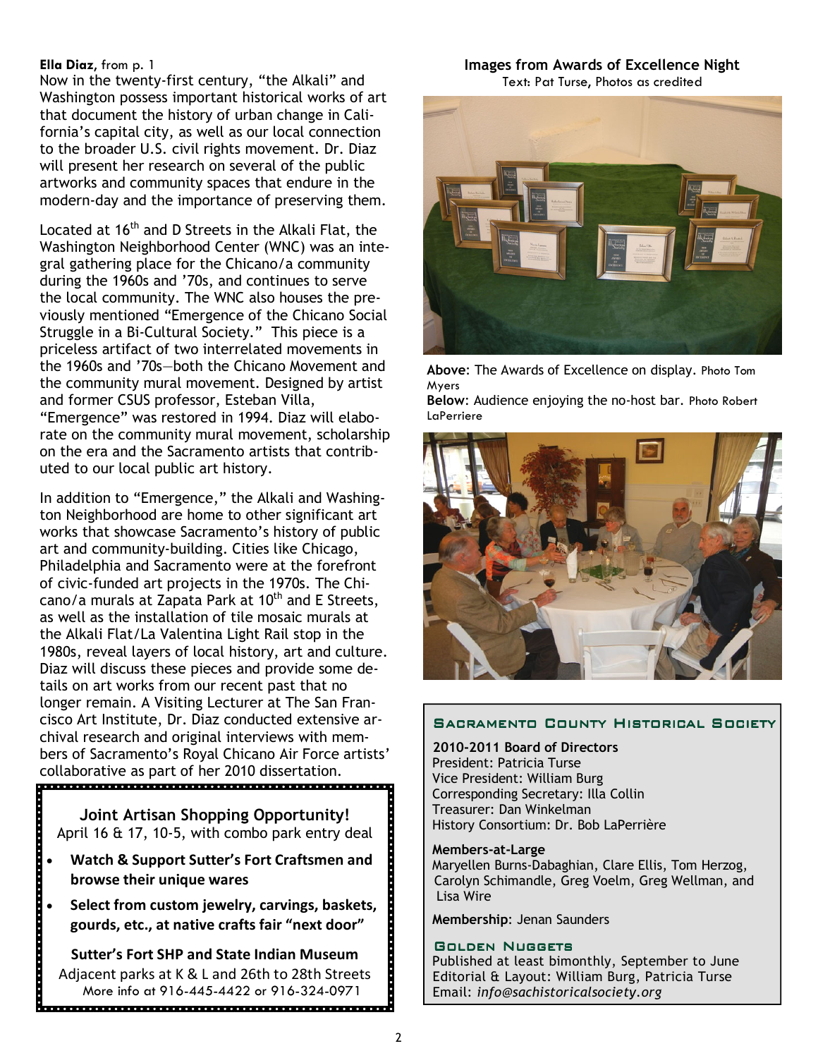**Ella Diaz**, from p. 1

Now in the twenty-first century, "the Alkali" and Washington possess important historical works of art that document the history of urban change in California's capital city, as well as our local connection to the broader U.S. civil rights movement. Dr. Diaz will present her research on several of the public artworks and community spaces that endure in the modern-day and the importance of preserving them.

Located at 16th and D Streets in the Alkali Flat, the Washington Neighborhood Center (WNC) was an integral gathering place for the Chicano/a community during the 1960s and '70s, and continues to serve the local community. The WNC also houses the previously mentioned "Emergence of the Chicano Social Struggle in a Bi-Cultural Society." This piece is a priceless artifact of two interrelated movements in the 1960s and '70s—both the Chicano Movement and the community mural movement. Designed by artist and former CSUS professor, Esteban Villa, "Emergence" was restored in 1994. Diaz will elaborate on the community mural movement, scholarship on the era and the Sacramento artists that contributed to our local public art history.

In addition to "Emergence," the Alkali and Washington Neighborhood are home to other significant art works that showcase Sacramento's history of public art and community-building. Cities like Chicago, Philadelphia and Sacramento were at the forefront of civic-funded art projects in the 1970s. The Chicano/a murals at Zapata Park at 10th and E Streets, as well as the installation of tile mosaic murals at the Alkali Flat/La Valentina Light Rail stop in the 1980s, reveal layers of local history, art and culture. Diaz will discuss these pieces and provide some details on art works from our recent past that no longer remain. A Visiting Lecturer at The San Francisco Art Institute, Dr. Diaz conducted extensive archival research and original interviews with members of Sacramento's Royal Chicano Air Force artists' collaborative as part of her 2010 dissertation.

---

**Joint Artisan Shopping Opportunity!**

April 16 & 17, 10-5, with combo park entry deal

- **Watch & Support Sutter's Fort Craftsmen and browse their unique wares**
- **Select from custom jewelry, carvings, baskets, gourds, etc., at native crafts fair "next door"**

**Sutter's Fort SHP and State Indian Museum**

Adjacent parks at K & L and 26th to 28th Streets

More info at 916-445-4422 or 916-324-0971

---

## Images from Awards of Excellence Night

Text: Pat Turse, Photos as credited

**Above**: The Awards of Excellence on display. Photo Tom Myers

**Below**: Audience enjoying the no-host bar. Photo Robert LaPerriere

---

## Sacramento County Historical Society

**2010-2011 Board of Directors**

President: Patricia Turse
Vice President: William Burg
Corresponding Secretary: Illa Collin
Treasurer: Dan Winkelman
History Consortium: Dr. Bob LaPerrière

**Members-at-Large**

Maryellen Burns-Dabaghian, Clare Ellis, Tom Herzog, Carolyn Schimandle, Greg Voelm, Greg Wellman, and Lisa Wire

**Membership**: Jenan Saunders

### Golden Nuggets

Published at least bimonthly, September to June
Editorial & Layout: William Burg, Patricia Turse
Email: *info@sachistoricalsociety.org*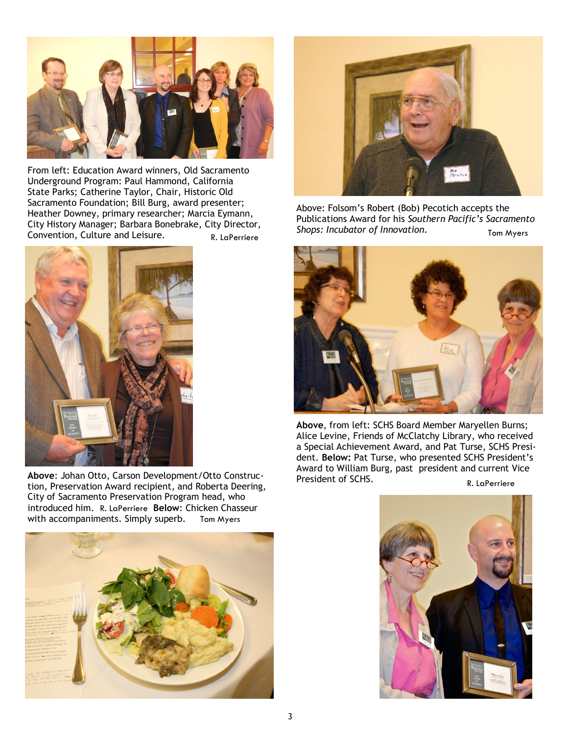From left: Education Award winners, Old Sacramento Underground Program: Paul Hammond, California State Parks; Catherine Taylor, Chair, Historic Old Sacramento Foundation; Bill Burg, award presenter; Heather Downey, primary researcher; Marcia Eymann, City History Manager; Barbara Bonebrake, City Director, Convention, Culture and Leisure. R. LaPerriere

Above: Folsom's Robert (Bob) Pecotich accepts the Publications Award for his *Southern Pacific's Sacramento Shops: Incubator of Innovation.* Tom Myers

**Above**: Johan Otto, Carson Development/Otto Construction, Preservation Award recipient, and Roberta Deering, City of Sacramento Preservation Program head, who introduced him. R. LaPerriere **Below**: Chicken Chasseur with accompaniments. Simply superb. Tom Myers

**Above**, from left: SCHS Board Member Maryellen Burns; Alice Levine, Friends of McClatchy Library, who received a Special Achievement Award, and Pat Turse, SCHS President. **Below:** Pat Turse, who presented SCHS President's Award to William Burg, past president and current Vice President of SCHS. R. LaPerriere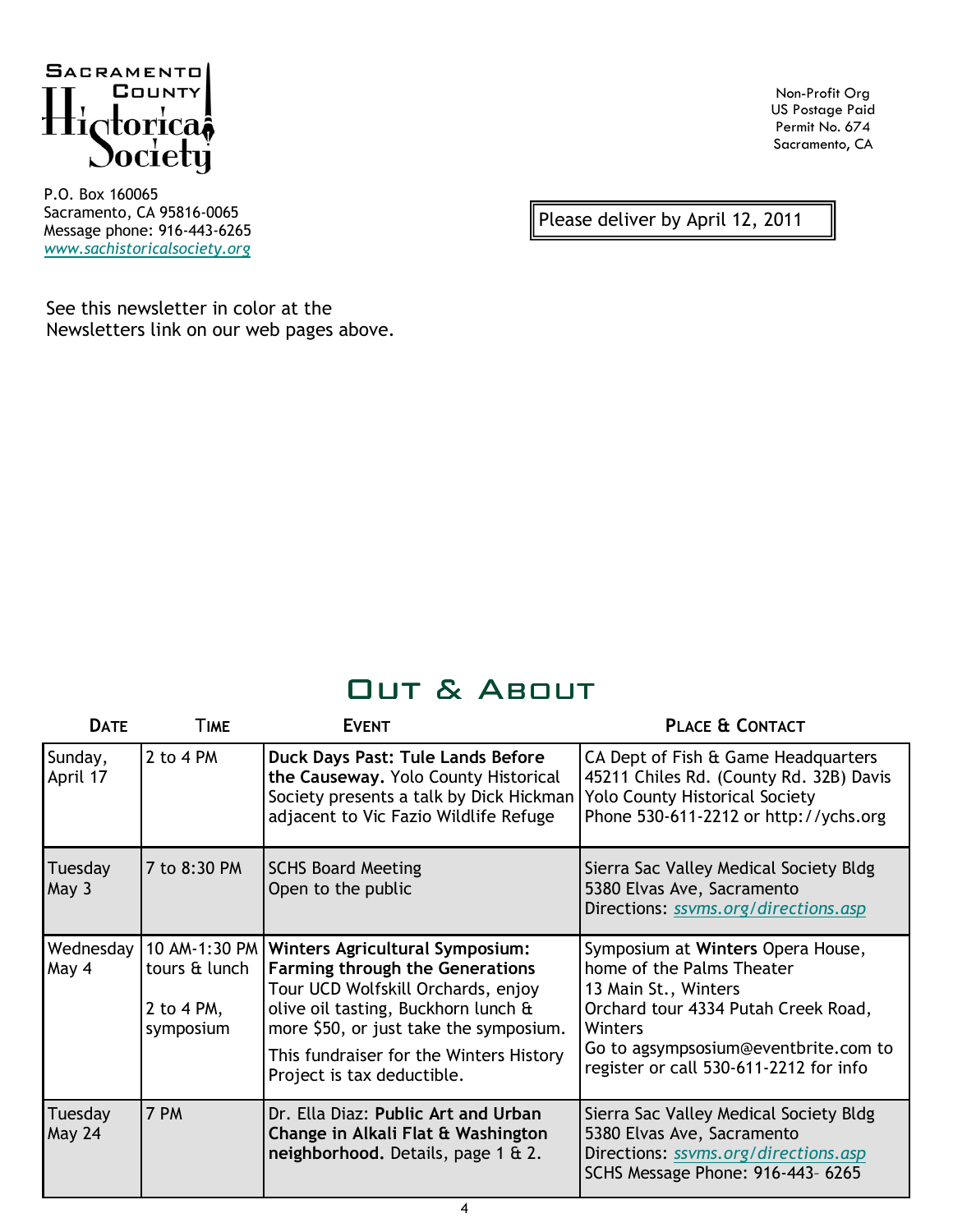**Sacramento County Historical Society**

P.O. Box 160065
Sacramento, CA 95816-0065
Message phone: 916-443-6265
*www.sachistoricalsociety.org*

Non-Profit Org
US Postage Paid
Permit No. 674
Sacramento, CA

Please deliver by April 12, 2011

See this newsletter in color at the Newsletters link on our web pages above.

## Out & About

| Date | Time | Event | Place & Contact |
|---|---|---|---|
| Sunday, April 17 | 2 to 4 PM | **Duck Days Past: Tule Lands Before the Causeway.** Yolo County Historical Society presents a talk by Dick Hickman adjacent to Vic Fazio Wildlife Refuge | CA Dept of Fish & Game Headquarters 45211 Chiles Rd. (County Rd. 32B) Davis Yolo County Historical Society Phone 530-611-2212 or http://ychs.org |
| Tuesday May 3 | 7 to 8:30 PM | SCHS Board Meeting Open to the public | Sierra Sac Valley Medical Society Bldg 5380 Elvas Ave, Sacramento Directions: *ssvms.org/directions.asp* |
| Wednesday May 4 | 10 AM-1:30 PM tours & lunch<br><br>2 to 4 PM, symposium | **Winters Agricultural Symposium: Farming through the Generations** Tour UCD Wolfskill Orchards, enjoy olive oil tasting, Buckhorn lunch & more $50, or just take the symposium.<br><br>This fundraiser for the Winters History Project is tax deductible. | Symposium at **Winters** Opera House, home of the Palms Theater 13 Main St., Winters Orchard tour 4334 Putah Creek Road, Winters Go to agsympsosium@eventbrite.com to register or call 530-611-2212 for info |
| Tuesday May 24 | 7 PM | Dr. Ella Diaz: **Public Art and Urban Change in Alkali Flat & Washington neighborhood.** Details, page 1 & 2. | Sierra Sac Valley Medical Society Bldg 5380 Elvas Ave, Sacramento Directions: *ssvms.org/directions.asp* SCHS Message Phone: 916-443- 6265 |